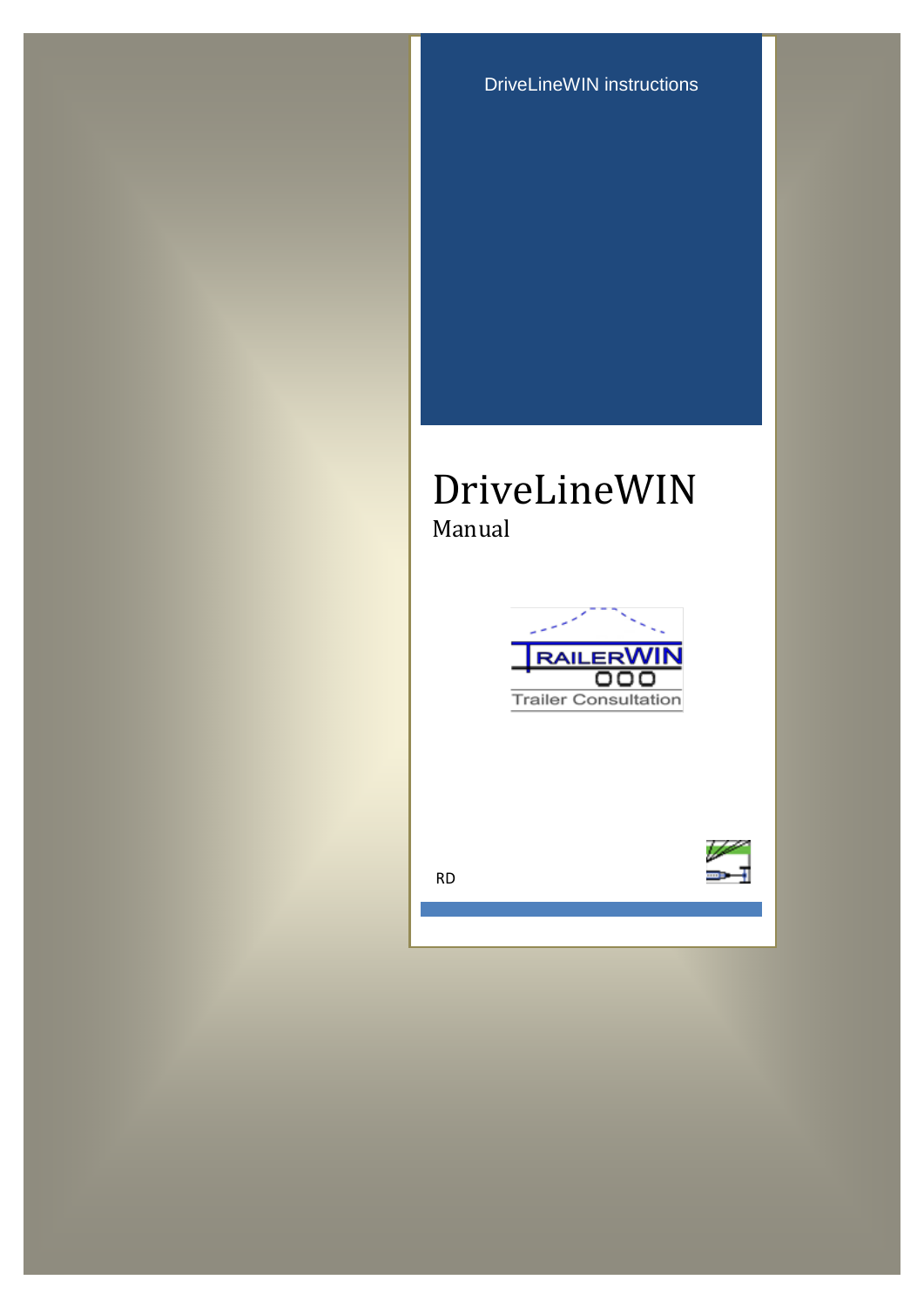DriveLineWIN instructions

# DriveLineWIN

Manual

RD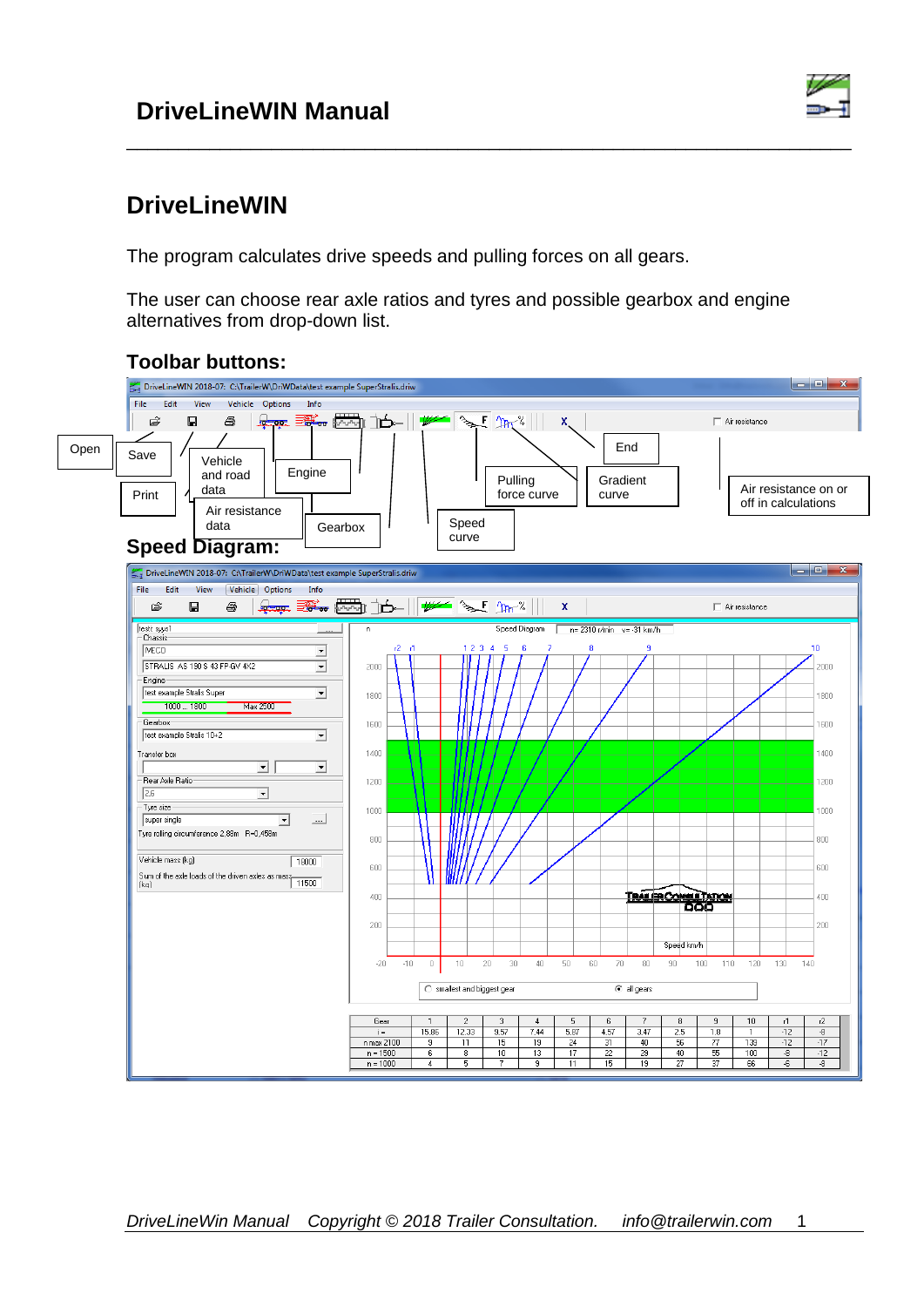## DriveLineWIN

The program calculates drive speeds and pulling forces on all gears.

The user can choose rear axle ratios and tyres and possible gearbox and engine alternatives from drop-down list.

### Toolbar buttons:

Open

Save

Print

Vehicle and road data

Air resistance data

Engine

Gearbox

Speed curve

Pulling force curve

Gradient curve

End

Air resistance on or off in calculations

### Speed Diagram:

| Gear | 1 | 2 | 3 | 4 | 5 | 6 | 7 | 8 | 9 | 10 | r1 | r2 |
|---|---|---|---|---|---|---|---|---|---|---|---|---|
| i = | 15.86 | 12.33 | 9.57 | 7.44 | 5.87 | 4.57 | 3.47 | 2.5 | 1.8 | 1 | -12 | -8 |
| n max 2100 | 9 | 11 | 15 | 19 | 24 | 31 | 40 | 56 | 77 | 139 | -12 | -17 |
| n = 1500 | 6 | 8 | 10 | 13 | 17 | 22 | 29 | 40 | 55 | 100 | -8 | -12 |
| n = 1000 | 4 | 5 | 7 | 9 | 11 | 15 | 19 | 27 | 37 | 66 | -6 | -8 |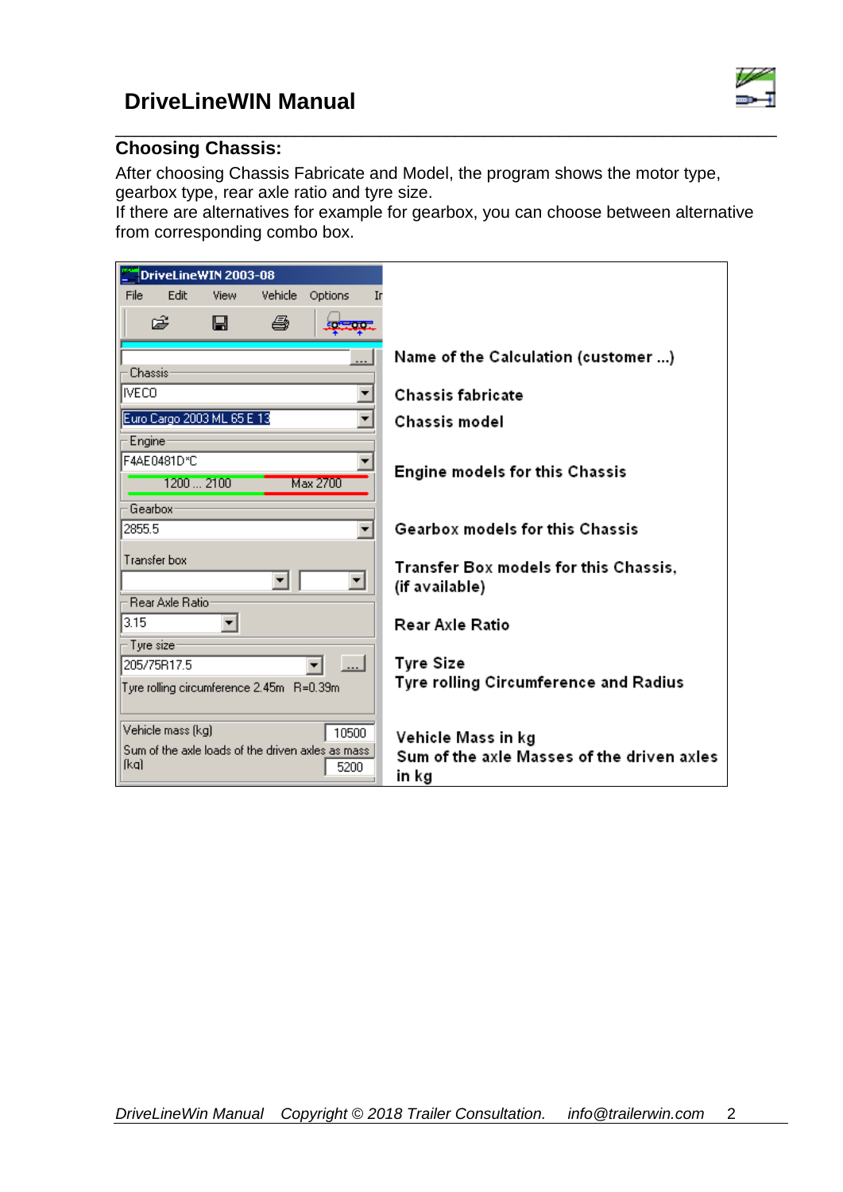## Choosing Chassis:

After choosing Chassis Fabricate and Model, the program shows the motor type, gearbox type, rear axle ratio and tyre size.
If there are alternatives for example for gearbox, you can choose between alternative from corresponding combo box.

| DriveLineWIN 2003-08 | |
|---|---|
| File Edit View Vehicle Options | |
| ... | Name of the Calculation (customer ...) |
| Chassis: IVECO | Chassis fabricate |
| Euro Cargo 2003 ML 65 E 13 | Chassis model |
| Engine: F4AE0481D*C (1200 ... 2100, Max 2700) | Engine models for this Chassis |
| Gearbox: 2855.5 | Gearbox models for this Chassis |
| Transfer box | Transfer Box models for this Chassis, (if available) |
| Rear Axle Ratio: 3.15 | Rear Axle Ratio |
| Tyre size: 205/75R17.5<br>Tyre rolling circumference 2.45m R=0.39m | Tyre Size<br>Tyre rolling Circumference and Radius |
| Vehicle mass (kg): 10500<br>Sum of the axle loads of the driven axles as mass (kg): 5200 | Vehicle Mass in kg<br>Sum of the axle Masses of the driven axles in kg |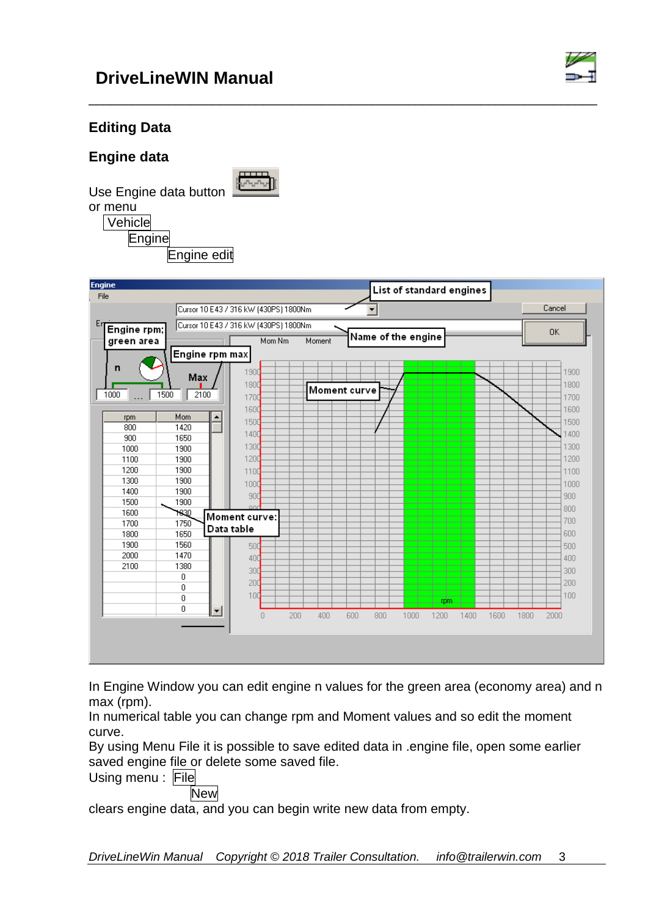## Editing Data

### Engine data

Use Engine data button

or menu

Vehicle

  Engine

    Engine edit

In Engine Window you can edit engine n values for the green area (economy area) and n max (rpm).

In numerical table you can change rpm and Moment values and so edit the moment curve.

By using Menu File it is possible to save edited data in .engine file, open some earlier saved engine file or delete some saved file.

Using menu : File

  New

clears engine data, and you can begin write new data from empty.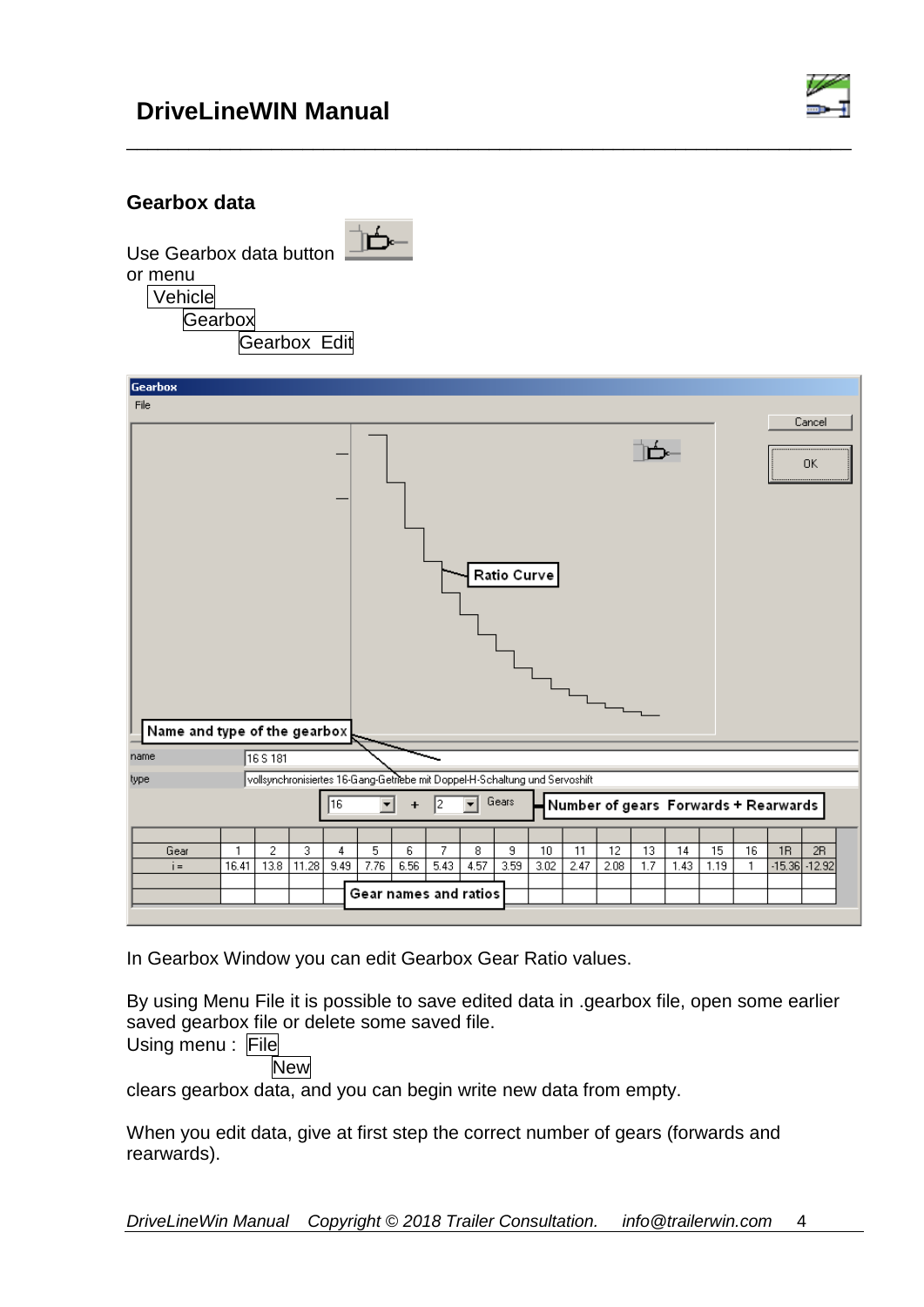## Gearbox data

Use Gearbox data button
or menu
Vehicle
Gearbox
Gearbox Edit

Gearbox
File

Cancel
OK

Ratio Curve

Name and type of the gearbox

name 16 S 181
type vollsynchronisiertes 16-Gang-Getriebe mit Doppel-H-Schaltung und Servoshift

16 + 2 Gears — Number of gears Forwards + Rearwards

| Gear | 1 | 2 | 3 | 4 | 5 | 6 | 7 | 8 | 9 | 10 | 11 | 12 | 13 | 14 | 15 | 16 | 1R | 2R |
|---|---|---|---|---|---|---|---|---|---|---|---|---|---|---|---|---|---|---|
| i = | 16.41 | 13.8 | 11.28 | 9.49 | 7.76 | 6.56 | 5.43 | 4.57 | 3.59 | 3.02 | 2.47 | 2.08 | 1.7 | 1.43 | 1.19 | 1 | -15.36 | -12.92 |

Gear names and ratios

In Gearbox Window you can edit Gearbox Gear Ratio values.

By using Menu File it is possible to save edited data in .gearbox file, open some earlier saved gearbox file or delete some saved file.
Using menu : File
New
clears gearbox data, and you can begin write new data from empty.

When you edit data, give at first step the correct number of gears (forwards and rearwards).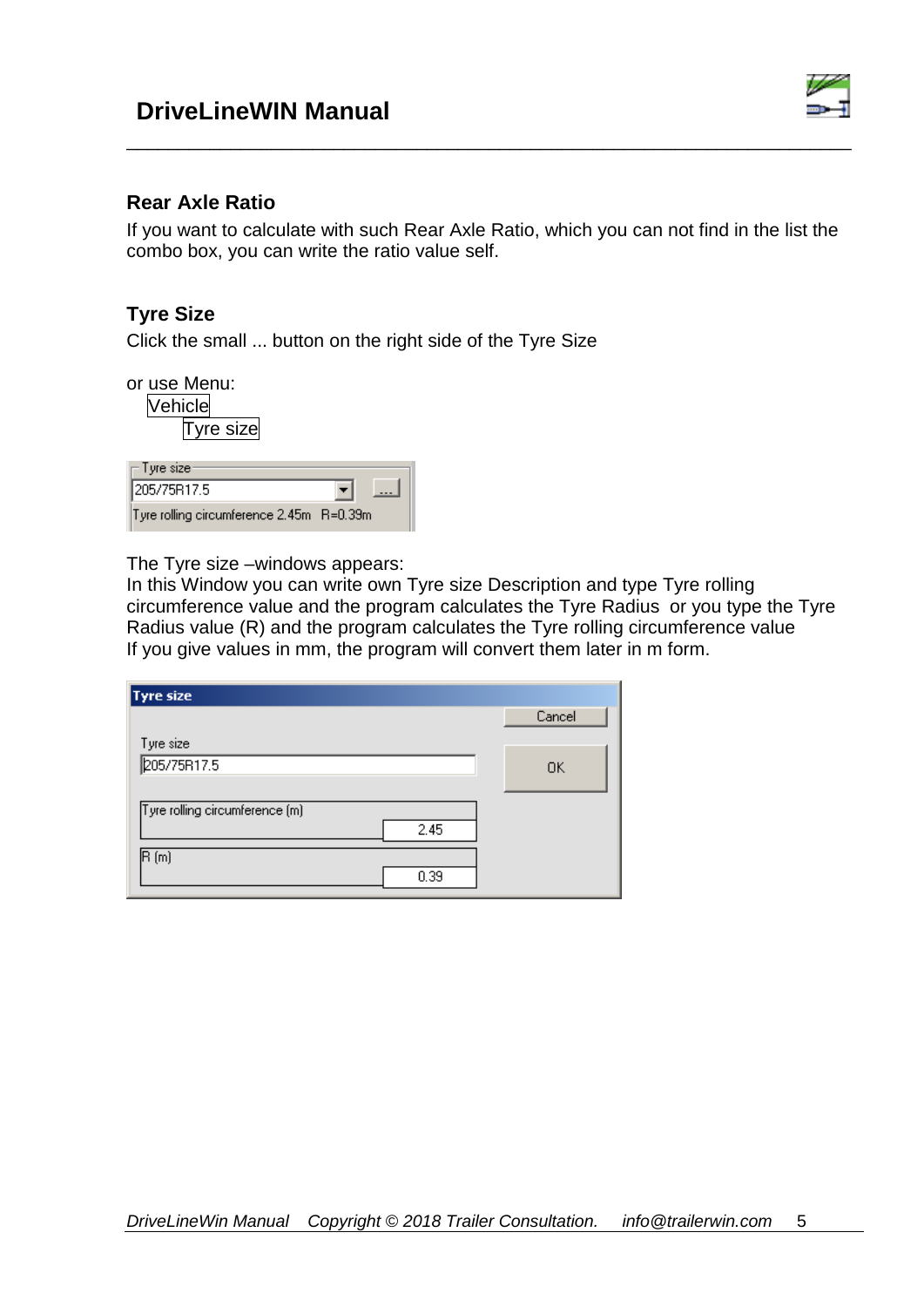## Rear Axle Ratio

If you want to calculate with such Rear Axle Ratio, which you can not find in the list the combo box, you can write the ratio value self.

## Tyre Size

Click the small ... button on the right side of the Tyre Size

or use Menu:
- Vehicle
  - Tyre size

The Tyre size –windows appears:
In this Window you can write own Tyre size Description and type Tyre rolling circumference value and the program calculates the Tyre Radius or you type the Tyre Radius value (R) and the program calculates the Tyre rolling circumference value
If you give values in mm, the program will convert them later in m form.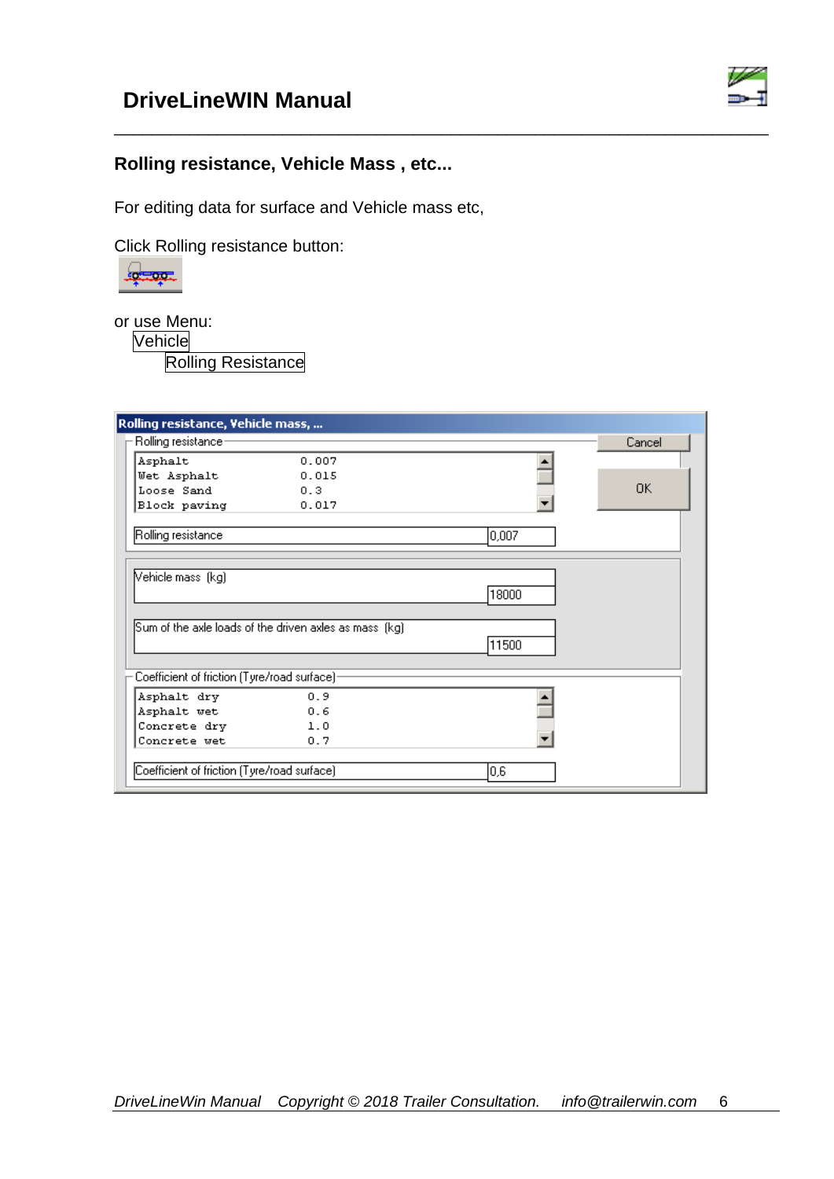## Rolling resistance, Vehicle Mass , etc...

For editing data for surface and Vehicle mass etc,

Click Rolling resistance button:

or use Menu:

Vehicle

Rolling Resistance

**Rolling resistance, Vehicle mass, ...**

Rolling resistance

| | |
|---|---|
| Asphalt | 0.007 |
| Wet Asphalt | 0.015 |
| Loose Sand | 0.3 |
| Block paving | 0.017 |

Rolling resistance: 0,007

Cancel

OK

Vehicle mass (kg): 18000

Sum of the axle loads of the driven axles as mass (kg): 11500

Coefficient of friction (Tyre/road surface)

| | |
|---|---|
| Asphalt dry | 0.9 |
| Asphalt wet | 0.6 |
| Concrete dry | 1.0 |
| Concrete wet | 0.7 |

Coefficient of friction (Tyre/road surface): 0,6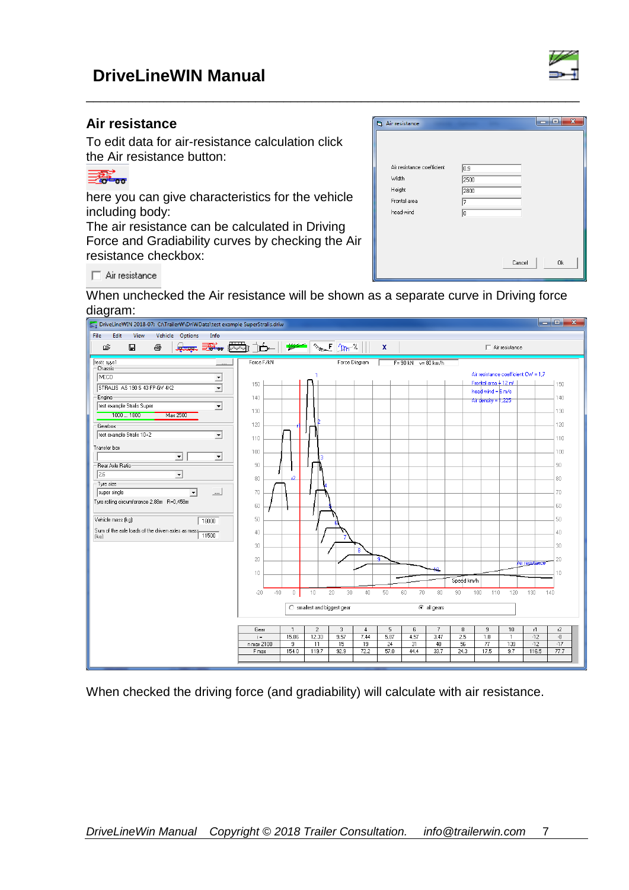## Air resistance

To edit data for air-resistance calculation click the Air resistance button:

here you can give characteristics for the vehicle including body:

The air resistance can be calculated in Driving Force and Gradiability curves by checking the Air resistance checkbox:

When unchecked the Air resistance will be shown as a separate curve in Driving force diagram:

When checked the driving force (and gradiability) will calculate with air resistance.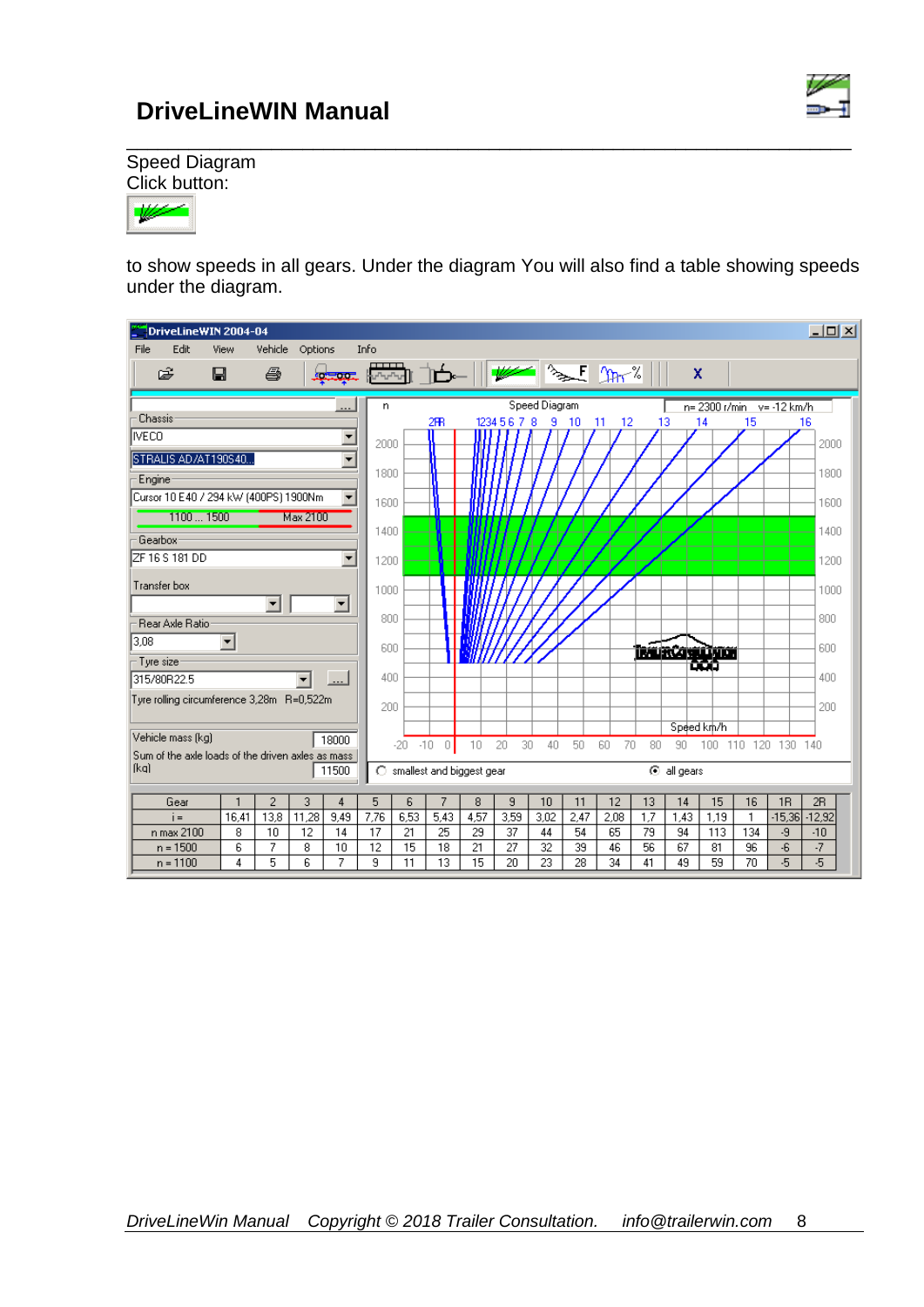Speed Diagram

Click button:

to show speeds in all gears. Under the diagram You will also find a table showing speeds under the diagram.

| Gear | 1 | 2 | 3 | 4 | 5 | 6 | 7 | 8 | 9 | 10 | 11 | 12 | 13 | 14 | 15 | 16 | 1R | 2R |
|---|---|---|---|---|---|---|---|---|---|---|---|---|---|---|---|---|---|---|
| i = | 16,41 | 13,8 | 11,28 | 9,49 | 7,76 | 6,53 | 5,43 | 4,57 | 3,59 | 3,02 | 2,47 | 2,08 | 1,7 | 1,43 | 1,19 | 1 | -15,36 | -12,92 |
| n max 2100 | 8 | 10 | 12 | 14 | 17 | 21 | 25 | 29 | 37 | 44 | 54 | 65 | 79 | 94 | 113 | 134 | -9 | -10 |
| n = 1500 | 6 | 7 | 8 | 10 | 12 | 15 | 18 | 21 | 27 | 32 | 39 | 46 | 56 | 67 | 81 | 96 | -6 | -7 |
| n = 1100 | 4 | 5 | 6 | 7 | 9 | 11 | 13 | 15 | 20 | 23 | 28 | 34 | 41 | 49 | 59 | 70 | -5 | -5 |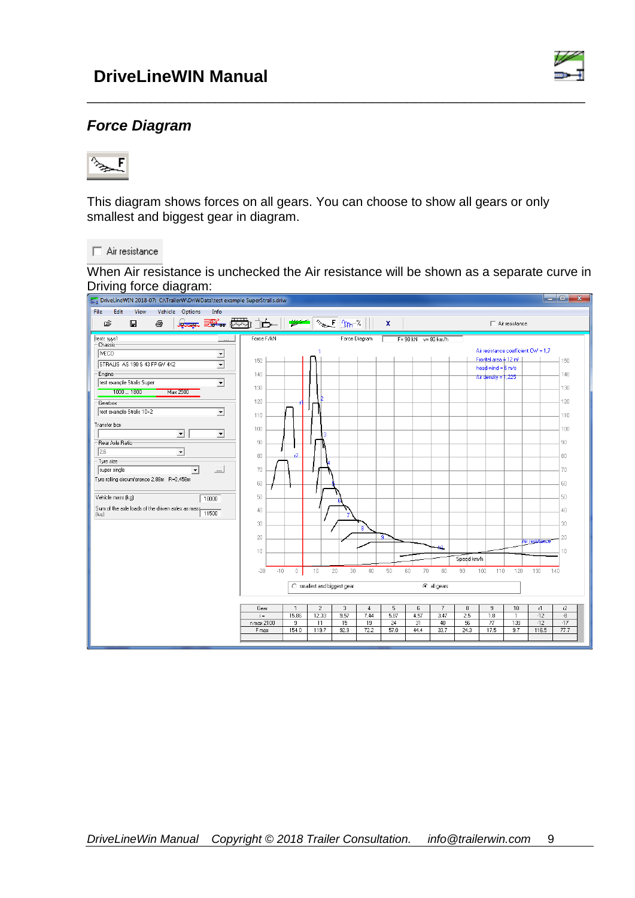## *Force Diagram*

This diagram shows forces on all gears. You can choose to show all gears or only smallest and biggest gear in diagram.

Air resistance

When Air resistance is unchecked the Air resistance will be shown as a separate curve in Driving force diagram: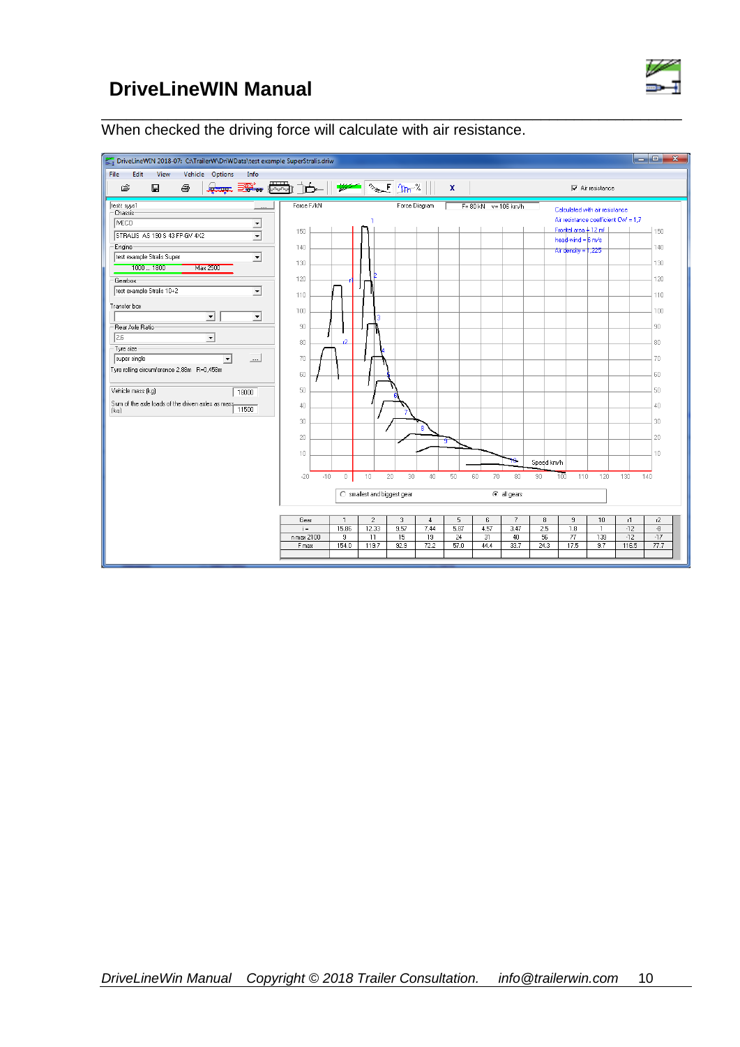When checked the driving force will calculate with air resistance.

| Gear | 1 | 2 | 3 | 4 | 5 | 6 | 7 | 8 | 9 | 10 | r1 | r2 |
|---|---|---|---|---|---|---|---|---|---|---|---|---|
| i = | 15.86 | 12.33 | 9.57 | 7.44 | 5.67 | 4.57 | 3.47 | 2.5 | 1.8 | 1 | -12 | -9 |
| n max 2100 | 9 | 11 | 15 | 19 | 24 | 31 | 40 | 56 | 77 | 139 | -12 | -17 |
| F max | 154.0 | 119.7 | 92.9 | 72.2 | 57.0 | 44.4 | 33.7 | 24.3 | 17.5 | 9.7 | 116.5 | 77.7 |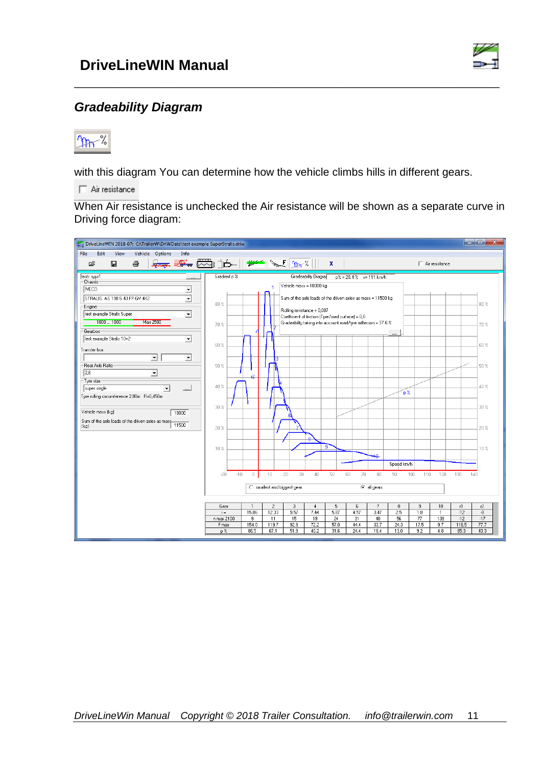## *Gradeability Diagram*

with this diagram You can determine how the vehicle climbs hills in different gears.

Air resistance

When Air resistance is unchecked the Air resistance will be shown as a separate curve in Driving force diagram: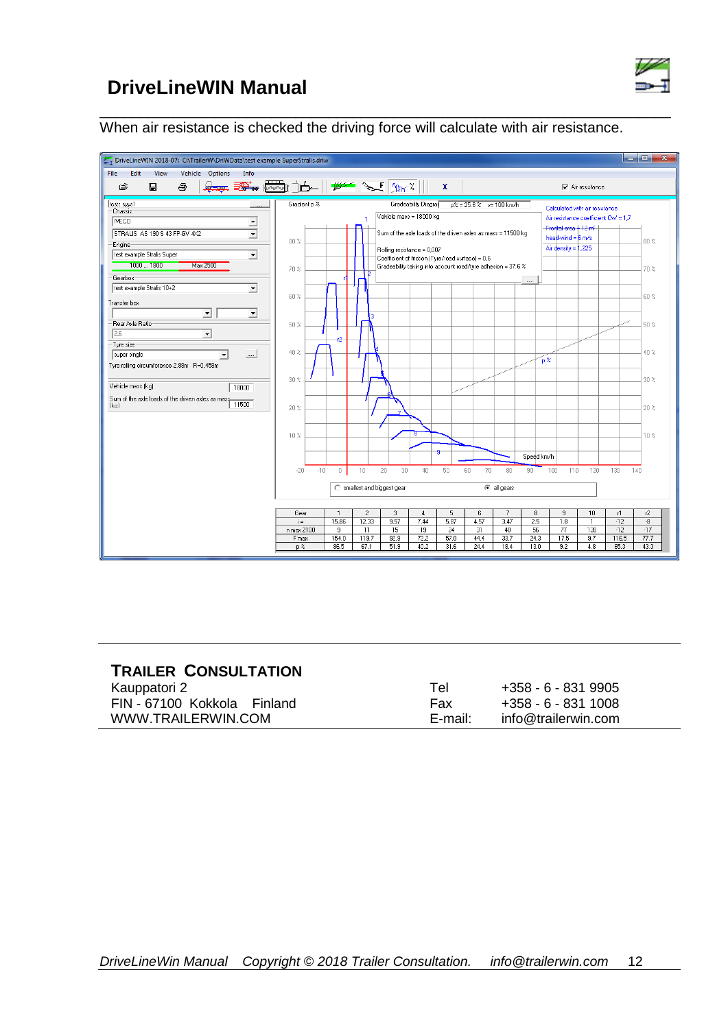When air resistance is checked the driving force will calculate with air resistance.

DriveLineWIN 2018-07: C:\TrailerW\DriWData\test example SuperStralis.driw

File Edit View Vehicle Options Info

Air resistance

test sys1

Chassis

IVECO

STRALIS AS 190 S 43 FP-GV 4X2

Engine

test example Stralis Super

1000 ... 1800 Max 2500

Gearbox

test example Stralis 10+2

Transfer box

Rear Axle Ratio

2,6

Tyre size

super single

Tyre rolling circumference 2.88m R=0.458m

Vehicle mass (kg) 18000

Sum of the axle loads of the driven axles as mass (kg) 11500

Gradient p %

Gradeability Diagra p% = 25.6 % v= 100 km/h

Vehicle mass = 18000 kg

Sum of the axle loads of the driven axles as mass = 11500 kg

Rolling resistance = 0,007

Coefficient of friction (Tyre/road surface) = 0,6

Gradeability taking into account road/tyre adhesion = 37.6 %

Calculated with air resistance

Air resistance coefficient CW = 1,7

Frontal area = 12 m²

head-wind = 6 m/s

Air density = 1,225

Speed km/h

smallest and biggest gear

all gears

| Gear | 1 | 2 | 3 | 4 | 5 | 6 | 7 | 8 | 9 | 10 | r1 | r2 |
|---|---|---|---|---|---|---|---|---|---|---|---|---|
| i = | 15.86 | 12.33 | 9.57 | 7.44 | 5.87 | 4.57 | 3.47 | 2.5 | 1.8 | 1 | -12 | -8 |
| n max 2100 | 9 | 11 | 15 | 19 | 24 | 31 | 40 | 56 | 77 | 139 | -12 | -17 |
| F max | 154.0 | 119.7 | 92.9 | 72.2 | 57.0 | 44.4 | 33.7 | 24.3 | 17.5 | 9.7 | 116.5 | 77.7 |
| p % | 86.5 | 67.1 | 51.9 | 40.2 | 31.6 | 24.4 | 18.4 | 13.0 | 9.2 | 4.8 | 65.3 | 43.3 |

**TRAILER CONSULTATION**

Kauppatori 2
FIN - 67100 Kokkola Finland
WWW.TRAILERWIN.COM

Tel +358 - 6 - 831 9905
Fax +358 - 6 - 831 1008
E-mail: info@trailerwin.com